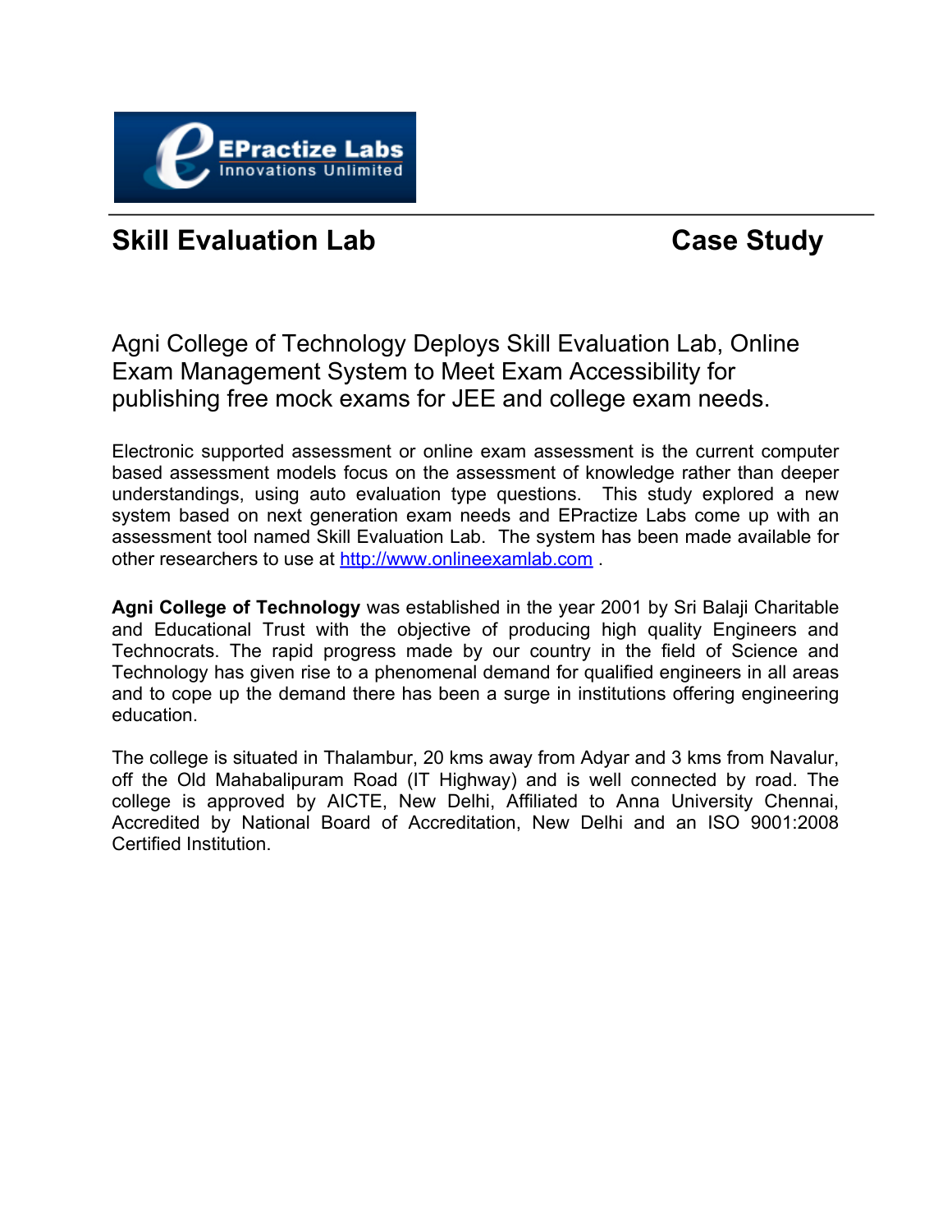EPractize Labs
Innovations Unlimited

## Skill Evaluation Lab — Case Study

# Agni College of Technology Deploys Skill Evaluation Lab, Online Exam Management System to Meet Exam Accessibility for publishing free mock exams for JEE and college exam needs.

Electronic supported assessment or online exam assessment is the current computer based assessment models focus on the assessment of knowledge rather than deeper understandings, using auto evaluation type questions. This study explored a new system based on next generation exam needs and EPractize Labs come up with an assessment tool named Skill Evaluation Lab. The system has been made available for other researchers to use at [http://www.onlineexamlab.com](http://www.onlineexamlab.com) .

**Agni College of Technology** was established in the year 2001 by Sri Balaji Charitable and Educational Trust with the objective of producing high quality Engineers and Technocrats. The rapid progress made by our country in the field of Science and Technology has given rise to a phenomenal demand for qualified engineers in all areas and to cope up the demand there has been a surge in institutions offering engineering education.

The college is situated in Thalambur, 20 kms away from Adyar and 3 kms from Navalur, off the Old Mahabalipuram Road (IT Highway) and is well connected by road. The college is approved by AICTE, New Delhi, Affiliated to Anna University Chennai, Accredited by National Board of Accreditation, New Delhi and an ISO 9001:2008 Certified Institution.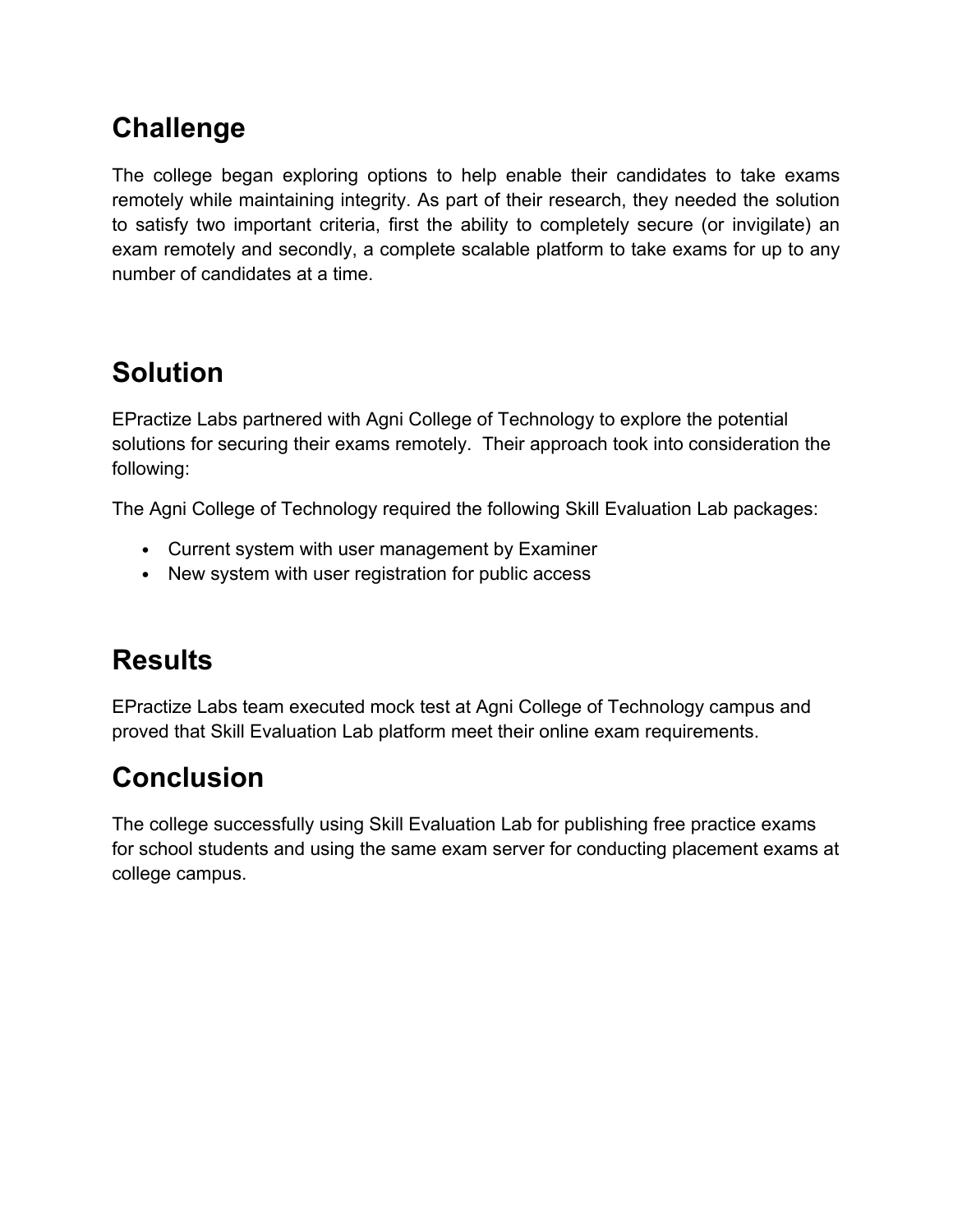## Challenge

The college began exploring options to help enable their candidates to take exams remotely while maintaining integrity. As part of their research, they needed the solution to satisfy two important criteria, first the ability to completely secure (or invigilate) an exam remotely and secondly, a complete scalable platform to take exams for up to any number of candidates at a time.

## Solution

EPractize Labs partnered with Agni College of Technology to explore the potential solutions for securing their exams remotely. Their approach took into consideration the following:

The Agni College of Technology required the following Skill Evaluation Lab packages:

- Current system with user management by Examiner
- New system with user registration for public access

## Results

EPractize Labs team executed mock test at Agni College of Technology campus and proved that Skill Evaluation Lab platform meet their online exam requirements.

## Conclusion

The college successfully using Skill Evaluation Lab for publishing free practice exams for school students and using the same exam server for conducting placement exams at college campus.